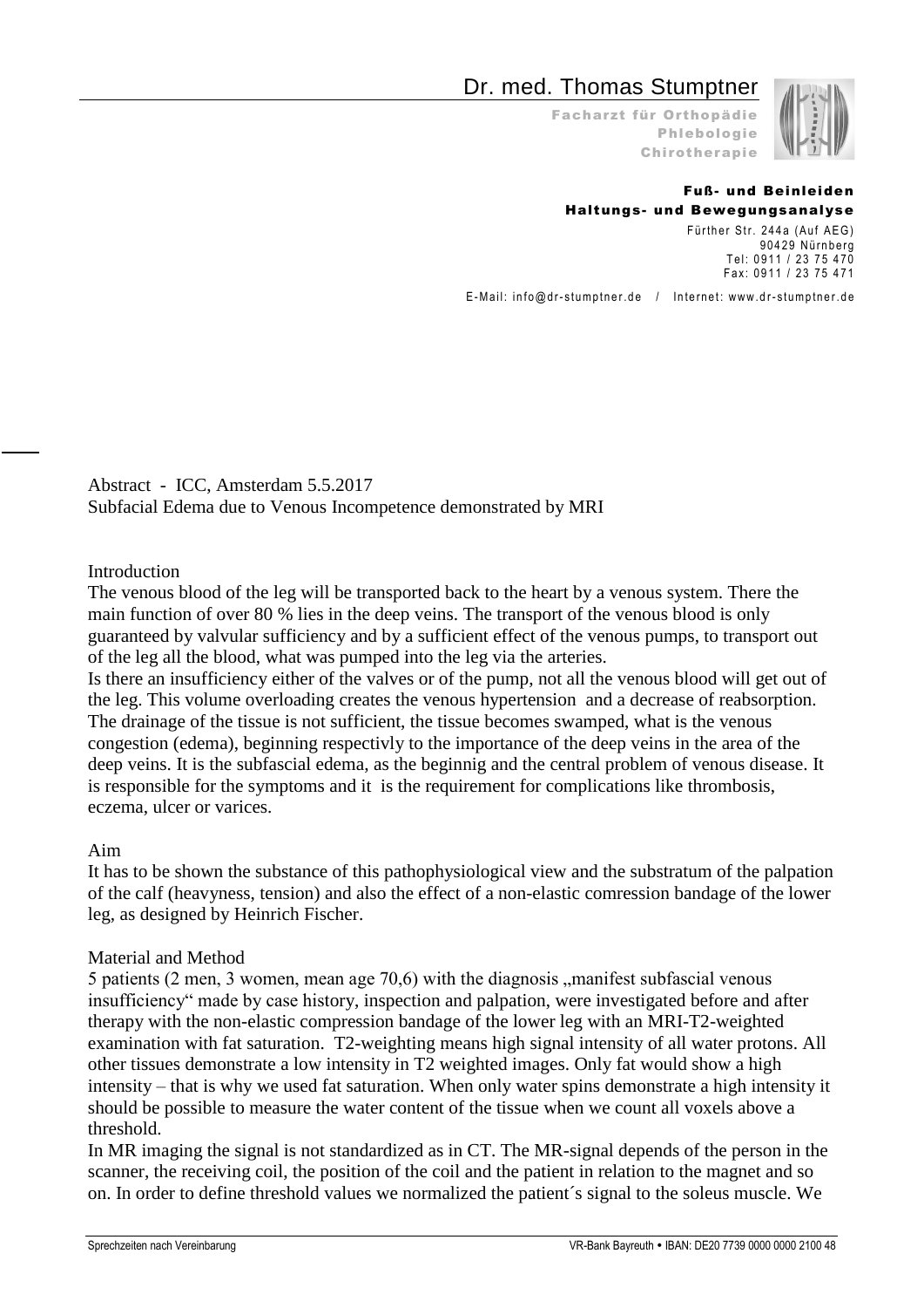# Dr. med. Thomas Stumptner

**Facharzt für Orthopädie**
**Phlebologie**
**Chirotherapie**

**Fuß- und Beinleiden**
**Haltungs- und Bewegungsanalyse**

Fürther Str. 244a (Auf AEG)
90429 Nürnberg
Tel: 0911 / 23 75 470
Fax: 0911 / 23 75 471

E-Mail: info@dr-stumptner.de / Internet: www.dr-stumptner.de

Abstract - ICC, Amsterdam 5.5.2017
Subfacial Edema due to Venous Incompetence demonstrated by MRI

## Introduction

The venous blood of the leg will be transported back to the heart by a venous system. There the main function of over 80 % lies in the deep veins. The transport of the venous blood is only guaranteed by valvular sufficiency and by a sufficient effect of the venous pumps, to transport out of the leg all the blood, what was pumped into the leg via the arteries.
Is there an insufficiency either of the valves or of the pump, not all the venous blood will get out of the leg. This volume overloading creates the venous hypertension and a decrease of reabsorption. The drainage of the tissue is not sufficient, the tissue becomes swamped, what is the venous congestion (edema), beginning respectivly to the importance of the deep veins in the area of the deep veins. It is the subfascial edema, as the beginnig and the central problem of venous disease. It is responsible for the symptoms and it is the requirement for complications like thrombosis, eczema, ulcer or varices.

## Aim

It has to be shown the substance of this pathophysiological view and the substratum of the palpation of the calf (heavyness, tension) and also the effect of a non-elastic comression bandage of the lower leg, as designed by Heinrich Fischer.

## Material and Method

5 patients (2 men, 3 women, mean age 70,6) with the diagnosis „manifest subfascial venous insufficiency" made by case history, inspection and palpation, were investigated before and after therapy with the non-elastic compression bandage of the lower leg with an MRI-T2-weighted examination with fat saturation. T2-weighting means high signal intensity of all water protons. All other tissues demonstrate a low intensity in T2 weighted images. Only fat would show a high intensity – that is why we used fat saturation. When only water spins demonstrate a high intensity it should be possible to measure the water content of the tissue when we count all voxels above a threshold.
In MR imaging the signal is not standardized as in CT. The MR-signal depends of the person in the scanner, the receiving coil, the position of the coil and the patient in relation to the magnet and so on. In order to define threshold values we normalized the patient´s signal to the soleus muscle. We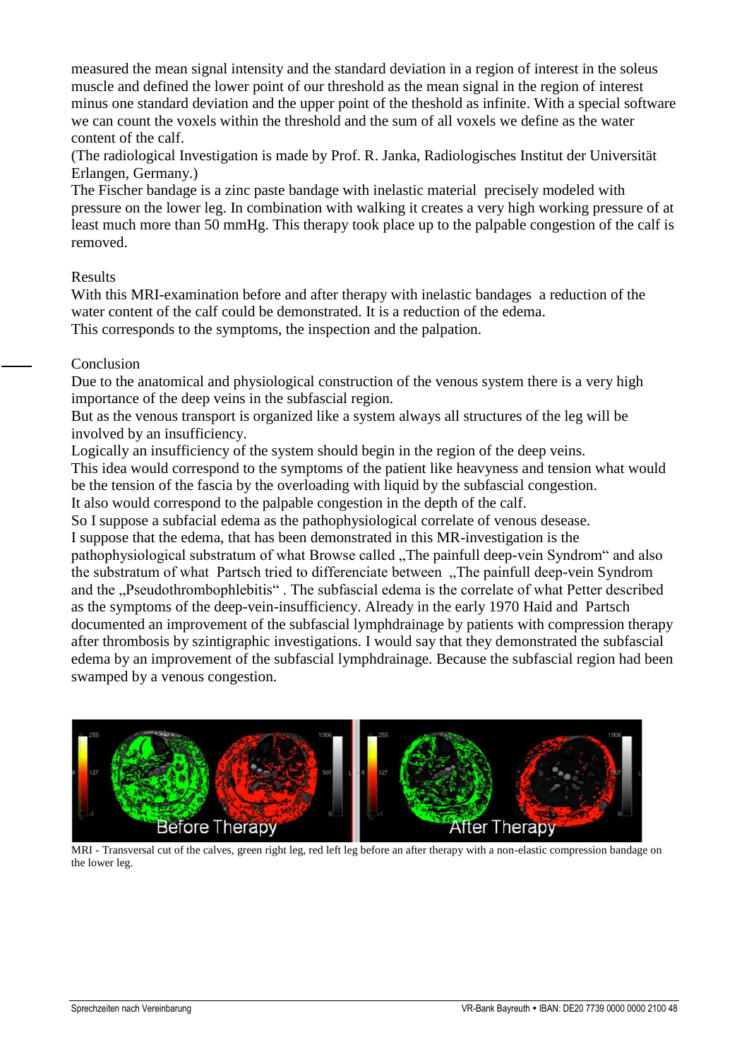measured the mean signal intensity and the standard deviation in a region of interest in the soleus muscle and defined the lower point of our threshold as the mean signal in the region of interest minus one standard deviation and the upper point of the theshold as infinite. With a special software we can count the voxels within the threshold and the sum of all voxels we define as the water content of the calf.

(The radiological Investigation is made by Prof. R. Janka, Radiologisches Institut der Universität Erlangen, Germany.)

The Fischer bandage is a zinc paste bandage with inelastic material precisely modeled with pressure on the lower leg. In combination with walking it creates a very high working pressure of at least much more than 50 mmHg. This therapy took place up to the palpable congestion of the calf is removed.

Results

With this MRI-examination before and after therapy with inelastic bandages a reduction of the water content of the calf could be demonstrated. It is a reduction of the edema.

This corresponds to the symptoms, the inspection and the palpation.

Conclusion

Due to the anatomical and physiological construction of the venous system there is a very high importance of the deep veins in the subfascial region.

But as the venous transport is organized like a system always all structures of the leg will be involved by an insufficiency.

Logically an insufficiency of the system should begin in the region of the deep veins.

This idea would correspond to the symptoms of the patient like heavyness and tension what would be the tension of the fascia by the overloading with liquid by the subfascial congestion.

It also would correspond to the palpable congestion in the depth of the calf.

So I suppose a subfacial edema as the pathophysiological correlate of venous desease.

I suppose that the edema, that has been demonstrated in this MR-investigation is the pathophysiological substratum of what Browse called „The painfull deep-vein Syndrom" and also the substratum of what Partsch tried to differenciate between „The painfull deep-vein Syndrom and the „Pseudothrombophlebitis" . The subfascial edema is the correlate of what Petter described as the symptoms of the deep-vein-insufficiency. Already in the early 1970 Haid and Partsch documented an improvement of the subfascial lymphdrainage by patients with compression therapy after thrombosis by szintigraphic investigations. I would say that they demonstrated the subfascial edema by an improvement of the subfascial lymphdrainage. Because the subfascial region had been swamped by a venous congestion.

MRI - Transversal cut of the calves, green right leg, red left leg before an after therapy with a non-elastic compression bandage on the lower leg.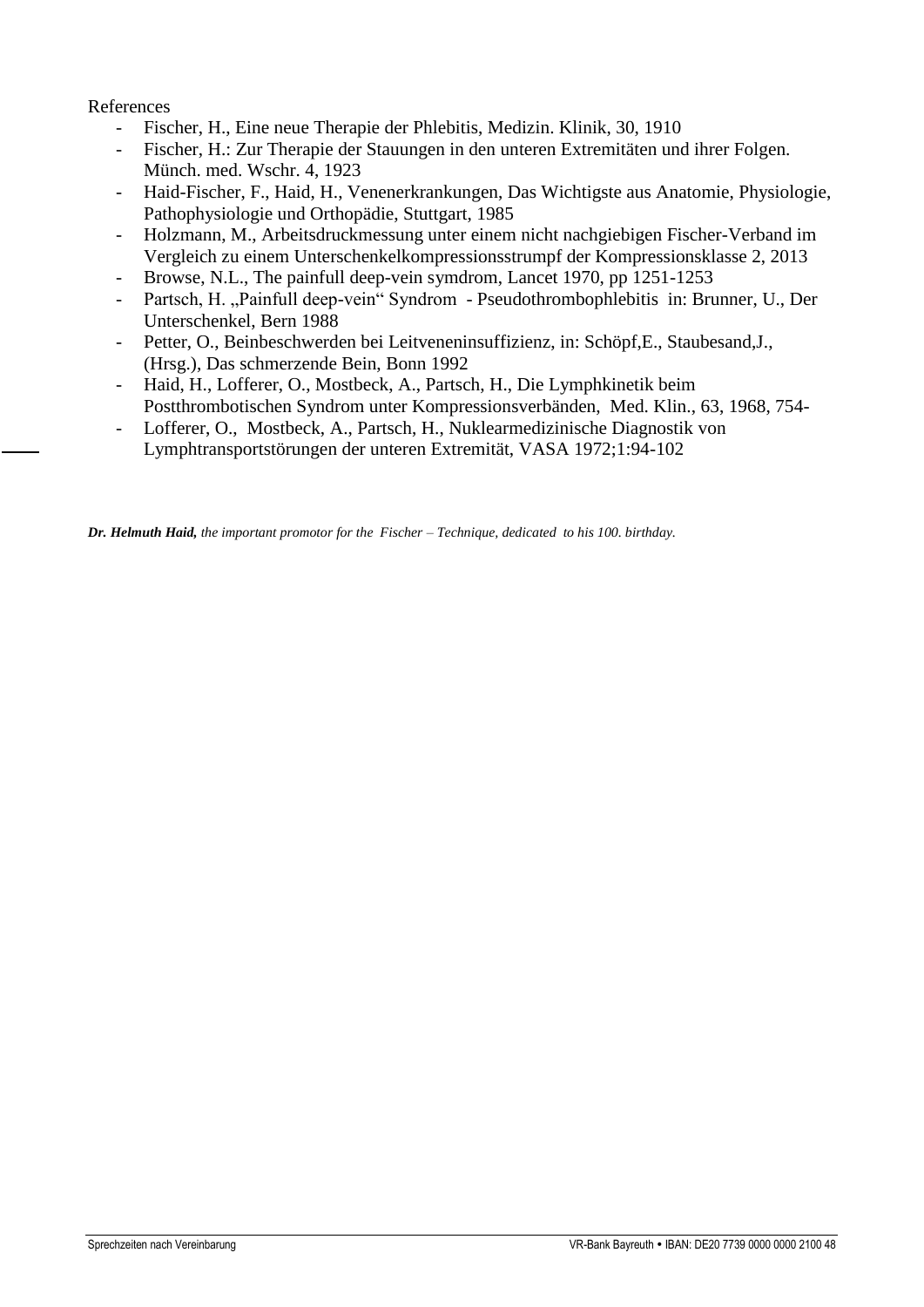References

- Fischer, H., Eine neue Therapie der Phlebitis, Medizin. Klinik, 30, 1910
- Fischer, H.: Zur Therapie der Stauungen in den unteren Extremitäten und ihrer Folgen. Münch. med. Wschr. 4, 1923
- Haid-Fischer, F., Haid, H., Venenerkrankungen, Das Wichtigste aus Anatomie, Physiologie, Pathophysiologie und Orthopädie, Stuttgart, 1985
- Holzmann, M., Arbeitsdruckmessung unter einem nicht nachgiebigen Fischer-Verband im Vergleich zu einem Unterschenkelkompressionsstrumpf der Kompressionsklasse 2, 2013
- Browse, N.L., The painfull deep-vein symdrom, Lancet 1970, pp 1251-1253
- Partsch, H. „Painfull deep-vein" Syndrom - Pseudothrombophlebitis in: Brunner, U., Der Unterschenkel, Bern 1988
- Petter, O., Beinbeschwerden bei Leitveneninsuffizienz, in: Schöpf,E., Staubesand,J., (Hrsg.), Das schmerzende Bein, Bonn 1992
- Haid, H., Lofferer, O., Mostbeck, A., Partsch, H., Die Lymphkinetik beim Postthrombotischen Syndrom unter Kompressionsverbänden, Med. Klin., 63, 1968, 754-
- Lofferer, O., Mostbeck, A., Partsch, H., Nuklearmedizinische Diagnostik von Lymphtransportstörungen der unteren Extremität, VASA 1972;1:94-102

***Dr. Helmuth Haid,*** *the important promotor for the Fischer – Technique, dedicated to his 100. birthday.*